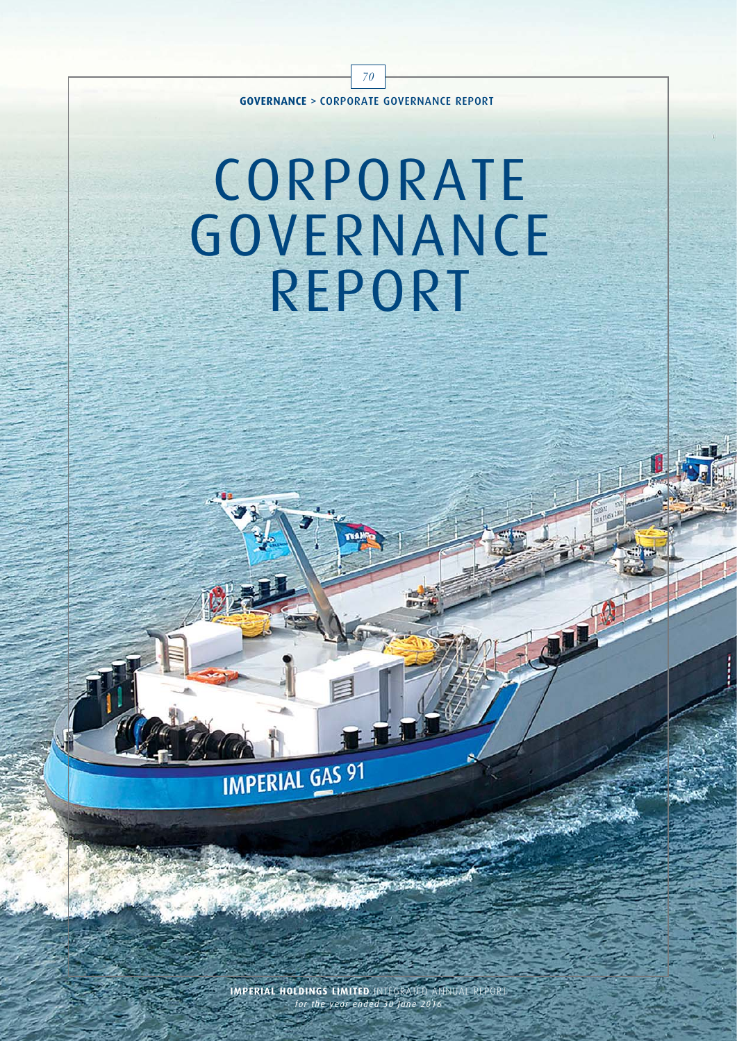# CORPORATE GOVERNANCE REPORT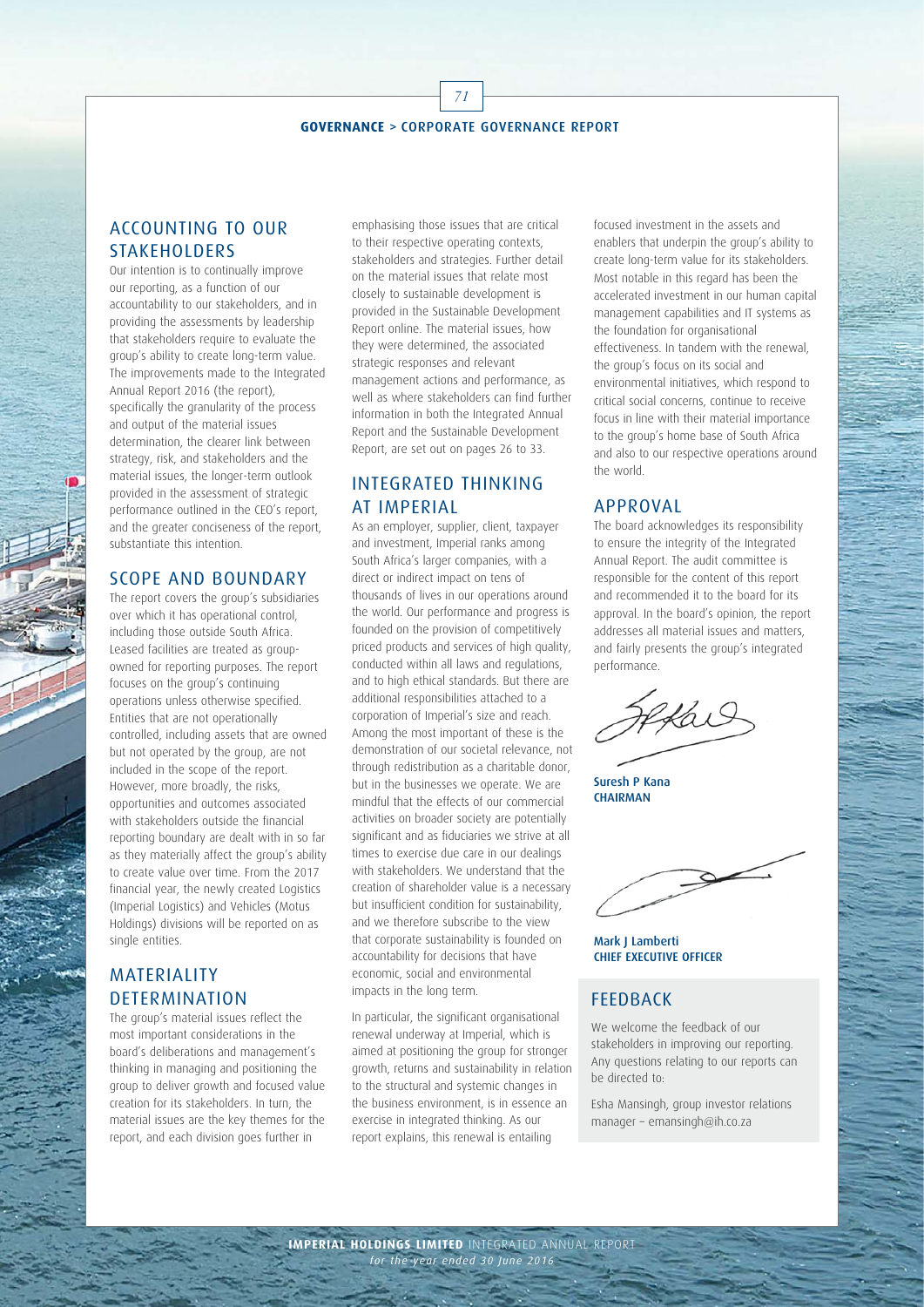## ACCOUNTING TO OUR STAKEHOLDERS

Our intention is to continually improve our reporting, as a function of our accountability to our stakeholders, and in providing the assessments by leadership that stakeholders require to evaluate the group's ability to create long-term value. The improvements made to the Integrated Annual Report 2016 (the report), specifically the granularity of the process and output of the material issues determination, the clearer link between strategy, risk, and stakeholders and the material issues, the longer-term outlook provided in the assessment of strategic performance outlined in the CEO's report, and the greater conciseness of the report, substantiate this intention.

## SCOPE AND BOUNDARY

The report covers the group's subsidiaries over which it has operational control, including those outside South Africa. Leased facilities are treated as group-owned for reporting purposes. The report focuses on the group's continuing operations unless otherwise specified. Entities that are not operationally controlled, including assets that are owned but not operated by the group, are not included in the scope of the report. However, more broadly, the risks, opportunities and outcomes associated with stakeholders outside the financial reporting boundary are dealt with in so far as they materially affect the group's ability to create value over time. From the 2017 financial year, the newly created Logistics (Imperial Logistics) and Vehicles (Motus Holdings) divisions will be reported on as single entities.

## MATERIALITY DETERMINATION

The group's material issues reflect the most important considerations in the board's deliberations and management's thinking in managing and positioning the group to deliver growth and focused value creation for its stakeholders. In turn, the material issues are the key themes for the report, and each division goes further in emphasising those issues that are critical to their respective operating contexts, stakeholders and strategies. Further detail on the material issues that relate most closely to sustainable development is provided in the Sustainable Development Report online. The material issues, how they were determined, the associated strategic responses and relevant management actions and performance, as well as where stakeholders can find further information in both the Integrated Annual Report and the Sustainable Development Report, are set out on pages 26 to 33.

## INTEGRATED THINKING AT IMPERIAL

As an employer, supplier, client, taxpayer and investment, Imperial ranks among South Africa's larger companies, with a direct or indirect impact on tens of thousands of lives in our operations around the world. Our performance and progress is founded on the provision of competitively priced products and services of high quality, conducted within all laws and regulations, and to high ethical standards. But there are additional responsibilities attached to a corporation of Imperial's size and reach. Among the most important of these is the demonstration of our societal relevance, not through redistribution as a charitable donor, but in the businesses we operate. We are mindful that the effects of our commercial activities on broader society are potentially significant and as fiduciaries we strive at all times to exercise due care in our dealings with stakeholders. We understand that the creation of shareholder value is a necessary but insufficient condition for sustainability, and we therefore subscribe to the view that corporate sustainability is founded on accountability for decisions that have economic, social and environmental impacts in the long term.

In particular, the significant organisational renewal underway at Imperial, which is aimed at positioning the group for stronger growth, returns and sustainability in relation to the structural and systemic changes in the business environment, is in essence an exercise in integrated thinking. As our report explains, this renewal is entailing focused investment in the assets and enablers that underpin the group's ability to create long-term value for its stakeholders. Most notable in this regard has been the accelerated investment in our human capital management capabilities and IT systems as the foundation for organisational effectiveness. In tandem with the renewal, the group's focus on its social and environmental initiatives, which respond to critical social concerns, continue to receive focus in line with their material importance to the group's home base of South Africa and also to our respective operations around the world.

## APPROVAL

The board acknowledges its responsibility to ensure the integrity of the Integrated Annual Report. The audit committee is responsible for the content of this report and recommended it to the board for its approval. In the board's opinion, the report addresses all material issues and matters, and fairly presents the group's integrated performance.

**Suresh P Kana**
CHAIRMAN

**Mark J Lamberti**
CHIEF EXECUTIVE OFFICER

## FEEDBACK

We welcome the feedback of our stakeholders in improving our reporting. Any questions relating to our reports can be directed to:

Esha Mansingh, group investor relations manager – emansingh@ih.co.za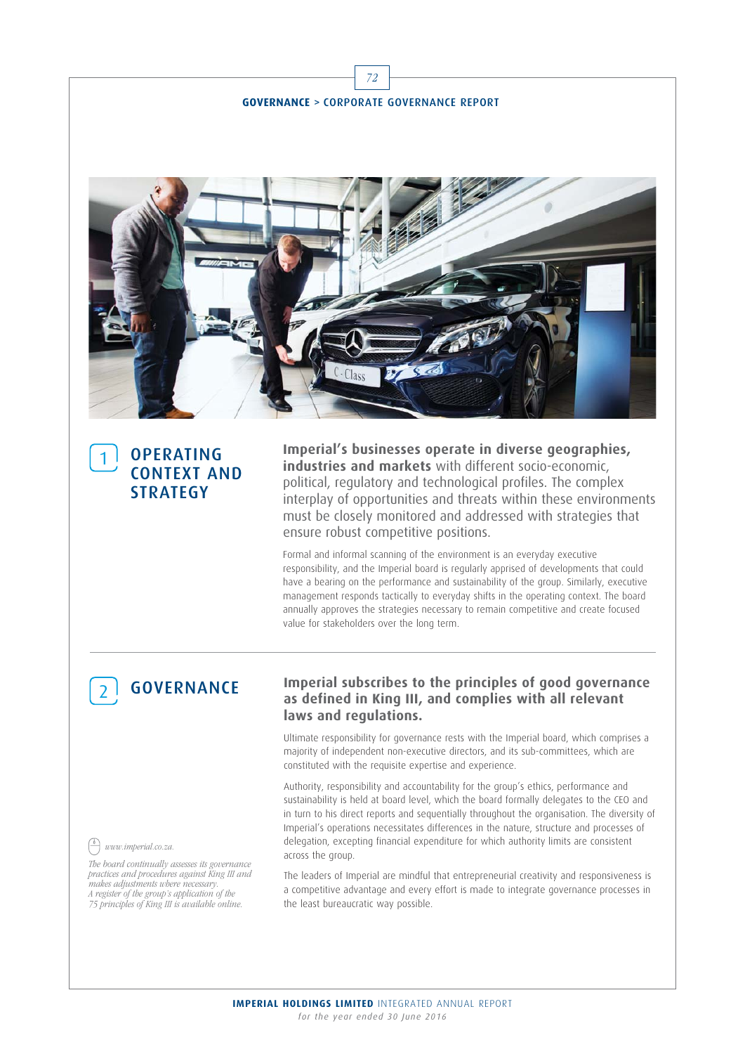## 1 OPERATING CONTEXT AND STRATEGY

**Imperial's businesses operate in diverse geographies, industries and markets** with different socio-economic, political, regulatory and technological profiles. The complex interplay of opportunities and threats within these environments must be closely monitored and addressed with strategies that ensure robust competitive positions.

Formal and informal scanning of the environment is an everyday executive responsibility, and the Imperial board is regularly apprised of developments that could have a bearing on the performance and sustainability of the group. Similarly, executive management responds tactically to everyday shifts in the operating context. The board annually approves the strategies necessary to remain competitive and create focused value for stakeholders over the long term.

## 2 GOVERNANCE

**Imperial subscribes to the principles of good governance as defined in King III, and complies with all relevant laws and regulations.**

Ultimate responsibility for governance rests with the Imperial board, which comprises a majority of independent non-executive directors, and its sub-committees, which are constituted with the requisite expertise and experience.

Authority, responsibility and accountability for the group's ethics, performance and sustainability is held at board level, which the board formally delegates to the CEO and in turn to his direct reports and sequentially throughout the organisation. The diversity of Imperial's operations necessitates differences in the nature, structure and processes of delegation, excepting financial expenditure for which authority limits are consistent across the group.

The leaders of Imperial are mindful that entrepreneurial creativity and responsiveness is a competitive advantage and every effort is made to integrate governance processes in the least bureaucratic way possible.

*www.imperial.co.za.*

*The board continually assesses its governance practices and procedures against King III and makes adjustments where necessary. A register of the group's application of the 75 principles of King III is available online.*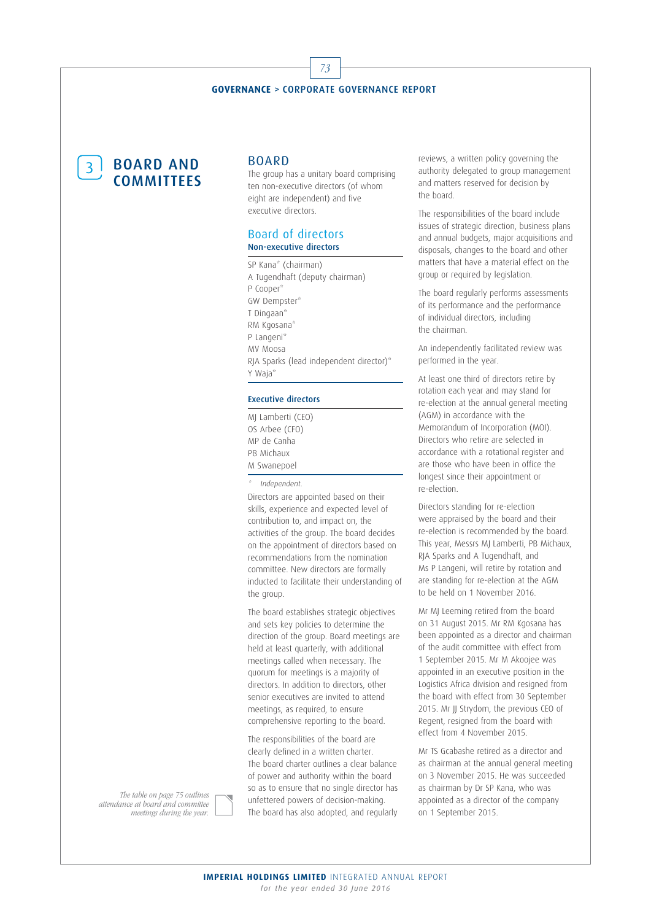# 3 BOARD AND COMMITTEES

## BOARD

The group has a unitary board comprising ten non-executive directors (of whom eight are independent) and five executive directors.

### Board of directors

**Non-executive directors**

SP Kana* (chairman)
A Tugendhaft (deputy chairman)
P Cooper*
GW Dempster*
T Dingaan*
RM Kgosana*
P Langeni*
MV Moosa
RJA Sparks (lead independent director)*
Y Waja*

**Executive directors**

MJ Lamberti (CEO)
OS Arbee (CFO)
MP de Canha
PB Michaux
M Swanepoel

\* *Independent.*

Directors are appointed based on their skills, experience and expected level of contribution to, and impact on, the activities of the group. The board decides on the appointment of directors based on recommendations from the nomination committee. New directors are formally inducted to facilitate their understanding of the group.

The board establishes strategic objectives and sets key policies to determine the direction of the group. Board meetings are held at least quarterly, with additional meetings called when necessary. The quorum for meetings is a majority of directors. In addition to directors, other senior executives are invited to attend meetings, as required, to ensure comprehensive reporting to the board.

The responsibilities of the board are clearly defined in a written charter. The board charter outlines a clear balance of power and authority within the board so as to ensure that no single director has unfettered powers of decision-making. The board has also adopted, and regularly reviews, a written policy governing the authority delegated to group management and matters reserved for decision by the board.

*The table on page 75 outlines attendance at board and committee meetings during the year.*

The responsibilities of the board include issues of strategic direction, business plans and annual budgets, major acquisitions and disposals, changes to the board and other matters that have a material effect on the group or required by legislation.

The board regularly performs assessments of its performance and the performance of individual directors, including the chairman.

An independently facilitated review was performed in the year.

At least one third of directors retire by rotation each year and may stand for re-election at the annual general meeting (AGM) in accordance with the Memorandum of Incorporation (MOI). Directors who retire are selected in accordance with a rotational register and are those who have been in office the longest since their appointment or re-election.

Directors standing for re-election were appraised by the board and their re-election is recommended by the board. This year, Messrs MJ Lamberti, PB Michaux, RJA Sparks and A Tugendhaft, and Ms P Langeni, will retire by rotation and are standing for re-election at the AGM to be held on 1 November 2016.

Mr MJ Leeming retired from the board on 31 August 2015. Mr RM Kgosana has been appointed as a director and chairman of the audit committee with effect from 1 September 2015. Mr M Akoojee was appointed in an executive position in the Logistics Africa division and resigned from the board with effect from 30 September 2015. Mr JJ Strydom, the previous CEO of Regent, resigned from the board with effect from 4 November 2015.

Mr TS Gcabashe retired as a director and as chairman at the annual general meeting on 3 November 2015. He was succeeded as chairman by Dr SP Kana, who was appointed as a director of the company on 1 September 2015.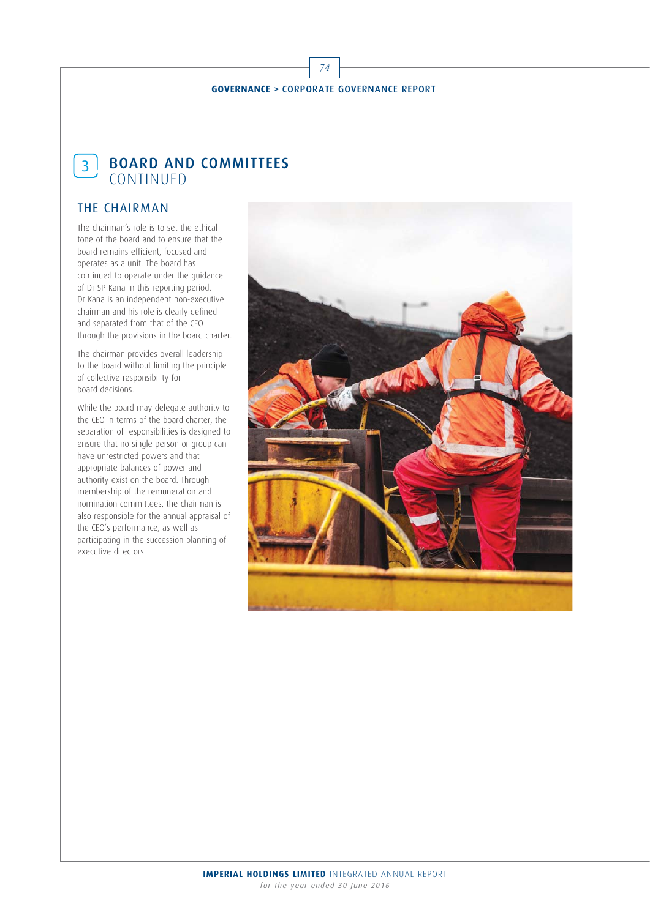# 3 BOARD AND COMMITTEES CONTINUED

## THE CHAIRMAN

The chairman's role is to set the ethical tone of the board and to ensure that the board remains efficient, focused and operates as a unit. The board has continued to operate under the guidance of Dr SP Kana in this reporting period. Dr Kana is an independent non-executive chairman and his role is clearly defined and separated from that of the CEO through the provisions in the board charter.

The chairman provides overall leadership to the board without limiting the principle of collective responsibility for board decisions.

While the board may delegate authority to the CEO in terms of the board charter, the separation of responsibilities is designed to ensure that no single person or group can have unrestricted powers and that appropriate balances of power and authority exist on the board. Through membership of the remuneration and nomination committees, the chairman is also responsible for the annual appraisal of the CEO's performance, as well as participating in the succession planning of executive directors.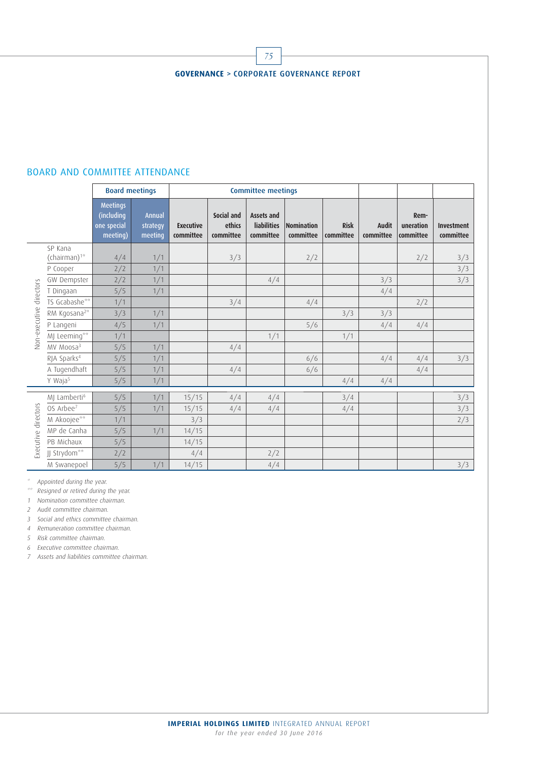## BOARD AND COMMITTEE ATTENDANCE

| | | Board meetings | | Committee meetings | | | | | | | |
|---|---|---|---|---|---|---|---|---|---|---|---|
| | | Meetings (including one special meeting) | Annual strategy meeting | Executive committee | Social and ethics committee | Assets and liabilities committee | Nomination committee | Risk committee | Audit committee | Remuneration committee | Investment committee |
| Non-executive directors | SP Kana (chairman)[1*] | 4/4 | 1/1 | | 3/3 | | 2/2 | | | 2/2 | 3/3 |
| | P Cooper | 2/2 | 1/1 | | | | | | | | 3/3 |
| | GW Dempster | 2/2 | 1/1 | | | 4/4 | | | 3/3 | | 3/3 |
| | T Dingaan | 5/5 | 1/1 | | | | | | 4/4 | | |
| | TS Gcabashe** | 1/1 | | | 3/4 | | 4/4 | | | 2/2 | |
| | RM Kgosana[2*] | 3/3 | 1/1 | | | | | 3/3 | 3/3 | | |
| | P Langeni | 4/5 | 1/1 | | | | 5/6 | | 4/4 | 4/4 | |
| | MJ Leeming** | 1/1 | | | | 1/1 | | 1/1 | | | |
| | MV Moosa[3] | 5/5 | 1/1 | | 4/4 | | | | | | |
| | RJA Sparks[4] | 5/5 | 1/1 | | | | 6/6 | | 4/4 | 4/4 | 3/3 |
| | A Tugendhaft | 5/5 | 1/1 | | 4/4 | | 6/6 | | | 4/4 | |
| | Y Waja[5] | 5/5 | 1/1 | | | | | 4/4 | 4/4 | | |
| Executive directors | MJ Lamberti[6] | 5/5 | 1/1 | 15/15 | 4/4 | 4/4 | | 3/4 | | | 3/3 |
| | OS Arbee[7] | 5/5 | 1/1 | 15/15 | 4/4 | 4/4 | | 4/4 | | | 3/3 |
| | M Akoojee** | 1/1 | | 3/3 | | | | | | | 2/3 |
| | MP de Canha | 5/5 | 1/1 | 14/15 | | | | | | | |
| | PB Michaux | 5/5 | | 14/15 | | | | | | | |
| | JJ Strydom** | 2/2 | | 4/4 | | 2/2 | | | | | |
| | M Swanepoel | 5/5 | 1/1 | 14/15 | | 4/4 | | | | | 3/3 |

\* Appointed during the year.

\*\* Resigned or retired during the year.

1 Nomination committee chairman.

2 Audit committee chairman.

3 Social and ethics committee chairman.

4 Remuneration committee chairman.

5 Risk committee chairman.

6 Executive committee chairman.

7 Assets and liabilities committee chairman.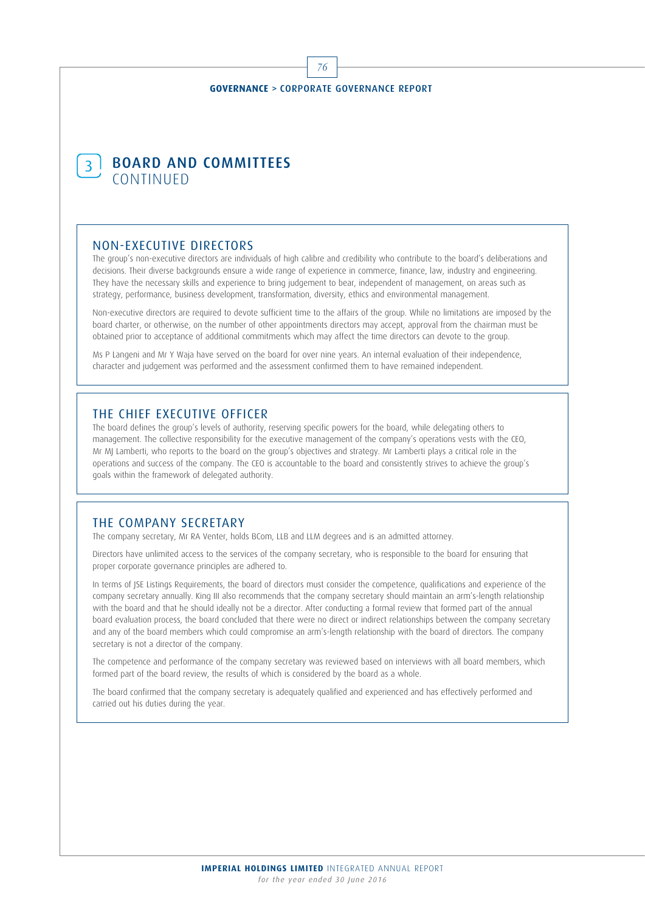# 3 BOARD AND COMMITTEES CONTINUED

## NON-EXECUTIVE DIRECTORS

The group's non-executive directors are individuals of high calibre and credibility who contribute to the board's deliberations and decisions. Their diverse backgrounds ensure a wide range of experience in commerce, finance, law, industry and engineering. They have the necessary skills and experience to bring judgement to bear, independent of management, on areas such as strategy, performance, business development, transformation, diversity, ethics and environmental management.

Non-executive directors are required to devote sufficient time to the affairs of the group. While no limitations are imposed by the board charter, or otherwise, on the number of other appointments directors may accept, approval from the chairman must be obtained prior to acceptance of additional commitments which may affect the time directors can devote to the group.

Ms P Langeni and Mr Y Waja have served on the board for over nine years. An internal evaluation of their independence, character and judgement was performed and the assessment confirmed them to have remained independent.

## THE CHIEF EXECUTIVE OFFICER

The board defines the group's levels of authority, reserving specific powers for the board, while delegating others to management. The collective responsibility for the executive management of the company's operations vests with the CEO, Mr MJ Lamberti, who reports to the board on the group's objectives and strategy. Mr Lamberti plays a critical role in the operations and success of the company. The CEO is accountable to the board and consistently strives to achieve the group's goals within the framework of delegated authority.

## THE COMPANY SECRETARY

The company secretary, Mr RA Venter, holds BCom, LLB and LLM degrees and is an admitted attorney.

Directors have unlimited access to the services of the company secretary, who is responsible to the board for ensuring that proper corporate governance principles are adhered to.

In terms of JSE Listings Requirements, the board of directors must consider the competence, qualifications and experience of the company secretary annually. King III also recommends that the company secretary should maintain an arm's-length relationship with the board and that he should ideally not be a director. After conducting a formal review that formed part of the annual board evaluation process, the board concluded that there were no direct or indirect relationships between the company secretary and any of the board members which could compromise an arm's-length relationship with the board of directors. The company secretary is not a director of the company.

The competence and performance of the company secretary was reviewed based on interviews with all board members, which formed part of the board review, the results of which is considered by the board as a whole.

The board confirmed that the company secretary is adequately qualified and experienced and has effectively performed and carried out his duties during the year.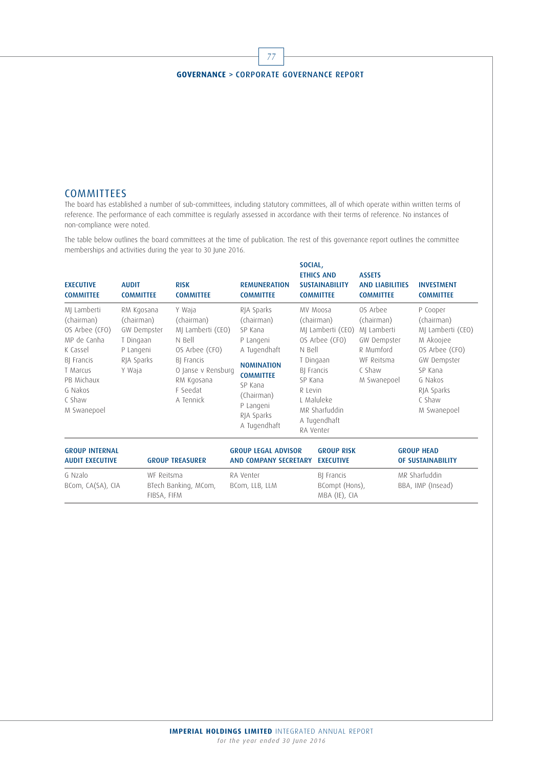## COMMITTEES

The board has established a number of sub-committees, including statutory committees, all of which operate within written terms of reference. The performance of each committee is regularly assessed in accordance with their terms of reference. No instances of non-compliance were noted.

The table below outlines the board committees at the time of publication. The rest of this governance report outlines the committee memberships and activities during the year to 30 June 2016.

| EXECUTIVE COMMITTEE | AUDIT COMMITTEE | RISK COMMITTEE | REMUNERATION COMMITTEE | SOCIAL, ETHICS AND SUSTAINABILITY COMMITTEE | ASSETS AND LIABILITIES COMMITTEE | INVESTMENT COMMITTEE |
|---|---|---|---|---|---|---|
| MJ Lamberti (chairman) | RM Kgosana (chairman) | Y Waja (chairman) | RJA Sparks (chairman) | MV Moosa (chairman) | OS Arbee (chairman) | P Cooper (chairman) |
| OS Arbee (CFO) | GW Dempster | MJ Lamberti (CEO) | SP Kana | MJ Lamberti (CEO) | MJ Lamberti | MJ Lamberti (CEO) |
| MP de Canha | T Dingaan | N Bell | P Langeni | OS Arbee (CFO) | GW Dempster | M Akoojee |
| K Cassel | P Langeni | OS Arbee (CFO) | A Tugendhaft | N Bell | R Mumford | OS Arbee (CFO) |
| BJ Francis | RJA Sparks | BJ Francis | **NOMINATION COMMITTEE** | T Dingaan | WF Reitsma | GW Dempster |
| T Marcus | Y Waja | O Janse v Rensburg | SP Kana (Chairman) | BJ Francis | C Shaw | SP Kana |
| PB Michaux | | RM Kgosana | P Langeni | SP Kana | M Swanepoel | G Nakos |
| G Nakos | | F Seedat | RJA Sparks | R Levin | | RJA Sparks |
| C Shaw | | A Tennick | A Tugendhaft | L Maluleke | | C Shaw |
| M Swanepoel | | | | MR Sharfuddin | | M Swanepoel |
| | | | | A Tugendhaft | | |
| | | | | RA Venter | | |

| GROUP INTERNAL AUDIT EXECUTIVE | GROUP TREASURER | GROUP LEGAL ADVISOR AND COMPANY SECRETARY | GROUP RISK EXECUTIVE | GROUP HEAD OF SUSTAINABILITY |
|---|---|---|---|---|
| G Nzalo<br>BCom, CA(SA), CIA | WF Reitsma<br>BTech Banking, MCom, FIBSA, FIFM | RA Venter<br>BCom, LLB, LLM | BJ Francis<br>BCompt (Hons), MBA (IE), CIA | MR Sharfuddin<br>BBA, IMP (Insead) |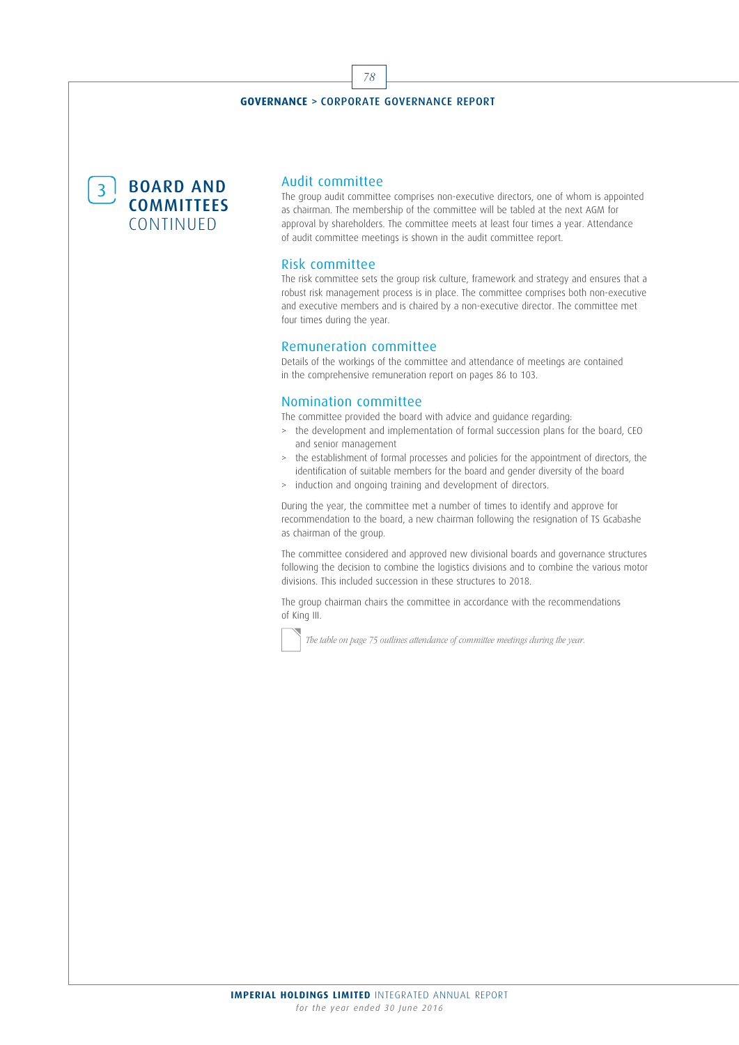# 3 BOARD AND COMMITTEES CONTINUED

## Audit committee

The group audit committee comprises non-executive directors, one of whom is appointed as chairman. The membership of the committee will be tabled at the next AGM for approval by shareholders. The committee meets at least four times a year. Attendance of audit committee meetings is shown in the audit committee report.

## Risk committee

The risk committee sets the group risk culture, framework and strategy and ensures that a robust risk management process is in place. The committee comprises both non-executive and executive members and is chaired by a non-executive director. The committee met four times during the year.

## Remuneration committee

Details of the workings of the committee and attendance of meetings are contained in the comprehensive remuneration report on pages 86 to 103.

## Nomination committee

The committee provided the board with advice and guidance regarding:

- the development and implementation of formal succession plans for the board, CEO and senior management
- the establishment of formal processes and policies for the appointment of directors, the identification of suitable members for the board and gender diversity of the board
- induction and ongoing training and development of directors.

During the year, the committee met a number of times to identify and approve for recommendation to the board, a new chairman following the resignation of TS Gcabashe as chairman of the group.

The committee considered and approved new divisional boards and governance structures following the decision to combine the logistics divisions and to combine the various motor divisions. This included succession in these structures to 2018.

The group chairman chairs the committee in accordance with the recommendations of King III.

*The table on page 75 outlines attendance of committee meetings during the year.*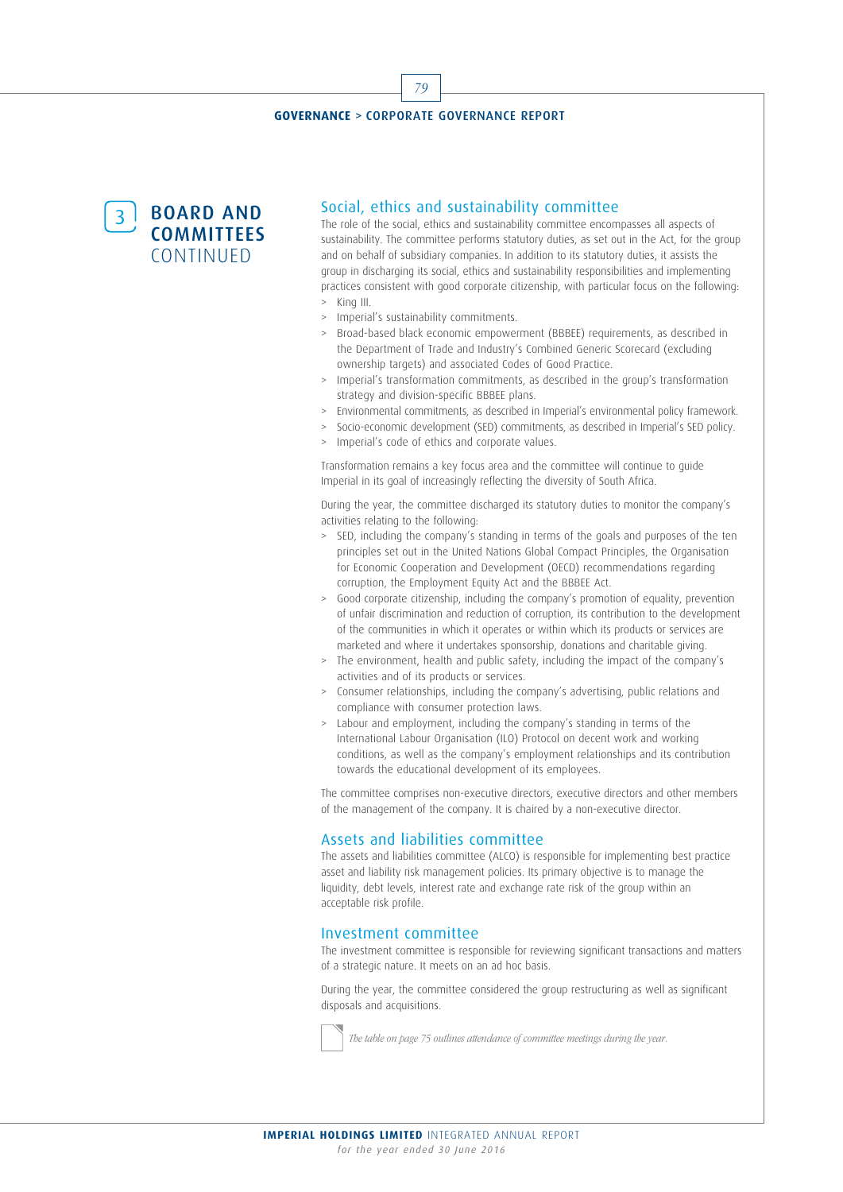# 3 BOARD AND COMMITTEES CONTINUED

## Social, ethics and sustainability committee

The role of the social, ethics and sustainability committee encompasses all aspects of sustainability. The committee performs statutory duties, as set out in the Act, for the group and on behalf of subsidiary companies. In addition to its statutory duties, it assists the group in discharging its social, ethics and sustainability responsibilities and implementing practices consistent with good corporate citizenship, with particular focus on the following:

- King III.
- Imperial's sustainability commitments.
- Broad-based black economic empowerment (BBBEE) requirements, as described in the Department of Trade and Industry's Combined Generic Scorecard (excluding ownership targets) and associated Codes of Good Practice.
- Imperial's transformation commitments, as described in the group's transformation strategy and division-specific BBBEE plans.
- Environmental commitments, as described in Imperial's environmental policy framework.
- Socio-economic development (SED) commitments, as described in Imperial's SED policy.
- Imperial's code of ethics and corporate values.

Transformation remains a key focus area and the committee will continue to guide Imperial in its goal of increasingly reflecting the diversity of South Africa.

During the year, the committee discharged its statutory duties to monitor the company's activities relating to the following:

- SED, including the company's standing in terms of the goals and purposes of the ten principles set out in the United Nations Global Compact Principles, the Organisation for Economic Cooperation and Development (OECD) recommendations regarding corruption, the Employment Equity Act and the BBBEE Act.
- Good corporate citizenship, including the company's promotion of equality, prevention of unfair discrimination and reduction of corruption, its contribution to the development of the communities in which it operates or within which its products or services are marketed and where it undertakes sponsorship, donations and charitable giving.
- The environment, health and public safety, including the impact of the company's activities and of its products or services.
- Consumer relationships, including the company's advertising, public relations and compliance with consumer protection laws.
- Labour and employment, including the company's standing in terms of the International Labour Organisation (ILO) Protocol on decent work and working conditions, as well as the company's employment relationships and its contribution towards the educational development of its employees.

The committee comprises non-executive directors, executive directors and other members of the management of the company. It is chaired by a non-executive director.

## Assets and liabilities committee

The assets and liabilities committee (ALCO) is responsible for implementing best practice asset and liability risk management policies. Its primary objective is to manage the liquidity, debt levels, interest rate and exchange rate risk of the group within an acceptable risk profile.

## Investment committee

The investment committee is responsible for reviewing significant transactions and matters of a strategic nature. It meets on an ad hoc basis.

During the year, the committee considered the group restructuring as well as significant disposals and acquisitions.

*The table on page 75 outlines attendance of committee meetings during the year.*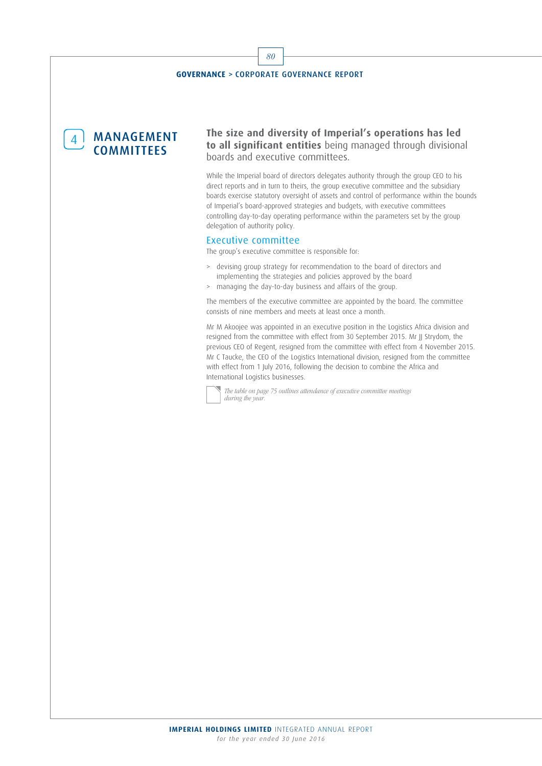## 4 MANAGEMENT COMMITTEES

**The size and diversity of Imperial's operations has led to all significant entities** being managed through divisional boards and executive committees.

While the Imperial board of directors delegates authority through the group CEO to his direct reports and in turn to theirs, the group executive committee and the subsidiary boards exercise statutory oversight of assets and control of performance within the bounds of Imperial's board-approved strategies and budgets, with executive committees controlling day-to-day operating performance within the parameters set by the group delegation of authority policy.

### Executive committee

The group's executive committee is responsible for:

- devising group strategy for recommendation to the board of directors and implementing the strategies and policies approved by the board
- managing the day-to-day business and affairs of the group.

The members of the executive committee are appointed by the board. The committee consists of nine members and meets at least once a month.

Mr M Akoojee was appointed in an executive position in the Logistics Africa division and resigned from the committee with effect from 30 September 2015. Mr JJ Strydom, the previous CEO of Regent, resigned from the committee with effect from 4 November 2015. Mr C Taucke, the CEO of the Logistics International division, resigned from the committee with effect from 1 July 2016, following the decision to combine the Africa and International Logistics businesses.

*The table on page 75 outlines attendance of executive committee meetings during the year.*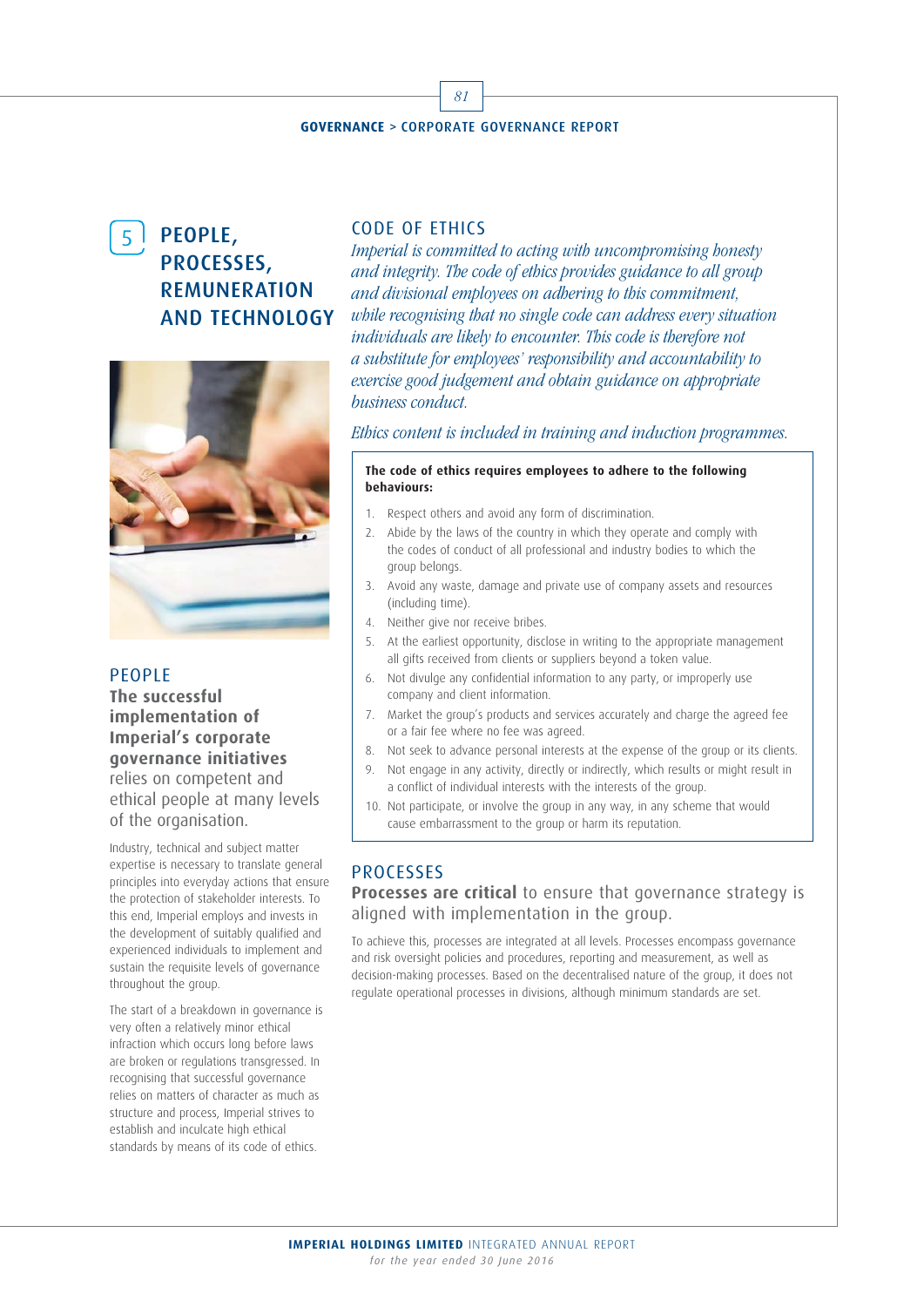# 5 PEOPLE, PROCESSES, REMUNERATION AND TECHNOLOGY

## PEOPLE

**The successful implementation of Imperial's corporate governance initiatives** relies on competent and ethical people at many levels of the organisation.

Industry, technical and subject matter expertise is necessary to translate general principles into everyday actions that ensure the protection of stakeholder interests. To this end, Imperial employs and invests in the development of suitably qualified and experienced individuals to implement and sustain the requisite levels of governance throughout the group.

The start of a breakdown in governance is very often a relatively minor ethical infraction which occurs long before laws are broken or regulations transgressed. In recognising that successful governance relies on matters of character as much as structure and process, Imperial strives to establish and inculcate high ethical standards by means of its code of ethics.

## CODE OF ETHICS

*Imperial is committed to acting with uncompromising honesty and integrity. The code of ethics provides guidance to all group and divisional employees on adhering to this commitment, while recognising that no single code can address every situation individuals are likely to encounter. This code is therefore not a substitute for employees' responsibility and accountability to exercise good judgement and obtain guidance on appropriate business conduct.*

*Ethics content is included in training and induction programmes.*

**The code of ethics requires employees to adhere to the following behaviours:**

1. Respect others and avoid any form of discrimination.
2. Abide by the laws of the country in which they operate and comply with the codes of conduct of all professional and industry bodies to which the group belongs.
3. Avoid any waste, damage and private use of company assets and resources (including time).
4. Neither give nor receive bribes.
5. At the earliest opportunity, disclose in writing to the appropriate management all gifts received from clients or suppliers beyond a token value.
6. Not divulge any confidential information to any party, or improperly use company and client information.
7. Market the group's products and services accurately and charge the agreed fee or a fair fee where no fee was agreed.
8. Not seek to advance personal interests at the expense of the group or its clients.
9. Not engage in any activity, directly or indirectly, which results or might result in a conflict of individual interests with the interests of the group.
10. Not participate, or involve the group in any way, in any scheme that would cause embarrassment to the group or harm its reputation.

## PROCESSES

**Processes are critical** to ensure that governance strategy is aligned with implementation in the group.

To achieve this, processes are integrated at all levels. Processes encompass governance and risk oversight policies and procedures, reporting and measurement, as well as decision-making processes. Based on the decentralised nature of the group, it does not regulate operational processes in divisions, although minimum standards are set.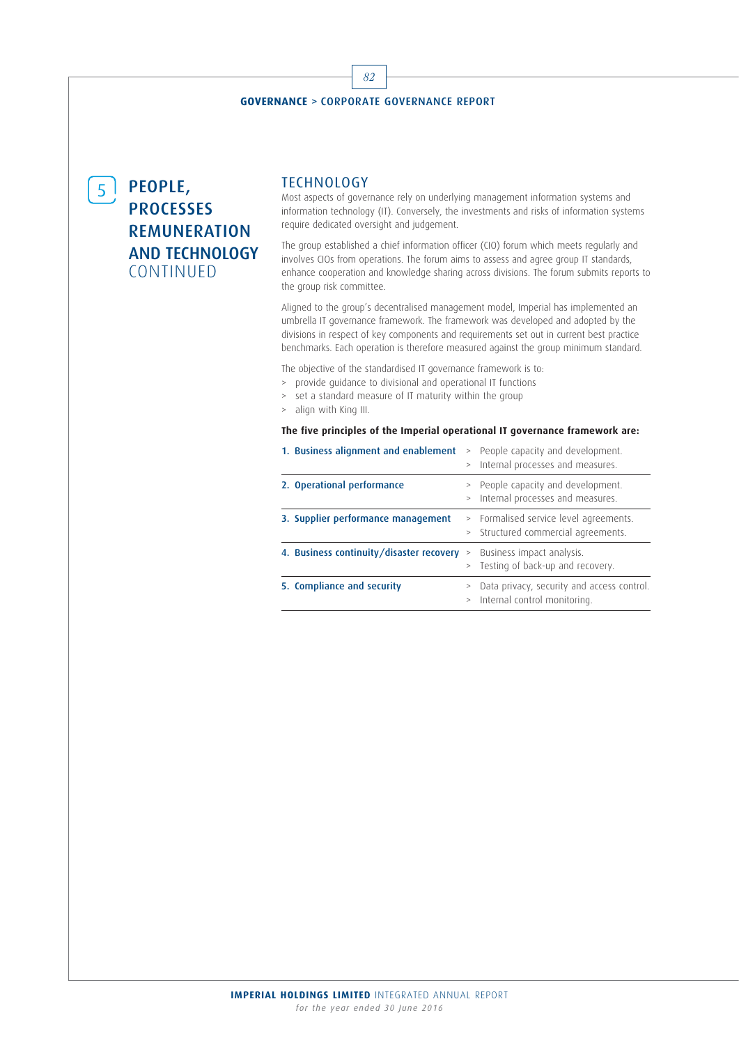# 5 PEOPLE, PROCESSES REMUNERATION AND TECHNOLOGY CONTINUED

## TECHNOLOGY

Most aspects of governance rely on underlying management information systems and information technology (IT). Conversely, the investments and risks of information systems require dedicated oversight and judgement.

The group established a chief information officer (CIO) forum which meets regularly and involves CIOs from operations. The forum aims to assess and agree group IT standards, enhance cooperation and knowledge sharing across divisions. The forum submits reports to the group risk committee.

Aligned to the group's decentralised management model, Imperial has implemented an umbrella IT governance framework. The framework was developed and adopted by the divisions in respect of key components and requirements set out in current best practice benchmarks. Each operation is therefore measured against the group minimum standard.

The objective of the standardised IT governance framework is to:

- provide guidance to divisional and operational IT functions
- set a standard measure of IT maturity within the group
- align with King III.

**The five principles of the Imperial operational IT governance framework are:**

| Principle | Components |
|---|---|
| 1. Business alignment and enablement | > People capacity and development.<br>> Internal processes and measures. |
| 2. Operational performance | > People capacity and development.<br>> Internal processes and measures. |
| 3. Supplier performance management | > Formalised service level agreements.<br>> Structured commercial agreements. |
| 4. Business continuity/disaster recovery | > Business impact analysis.<br>> Testing of back-up and recovery. |
| 5. Compliance and security | > Data privacy, security and access control.<br>> Internal control monitoring. |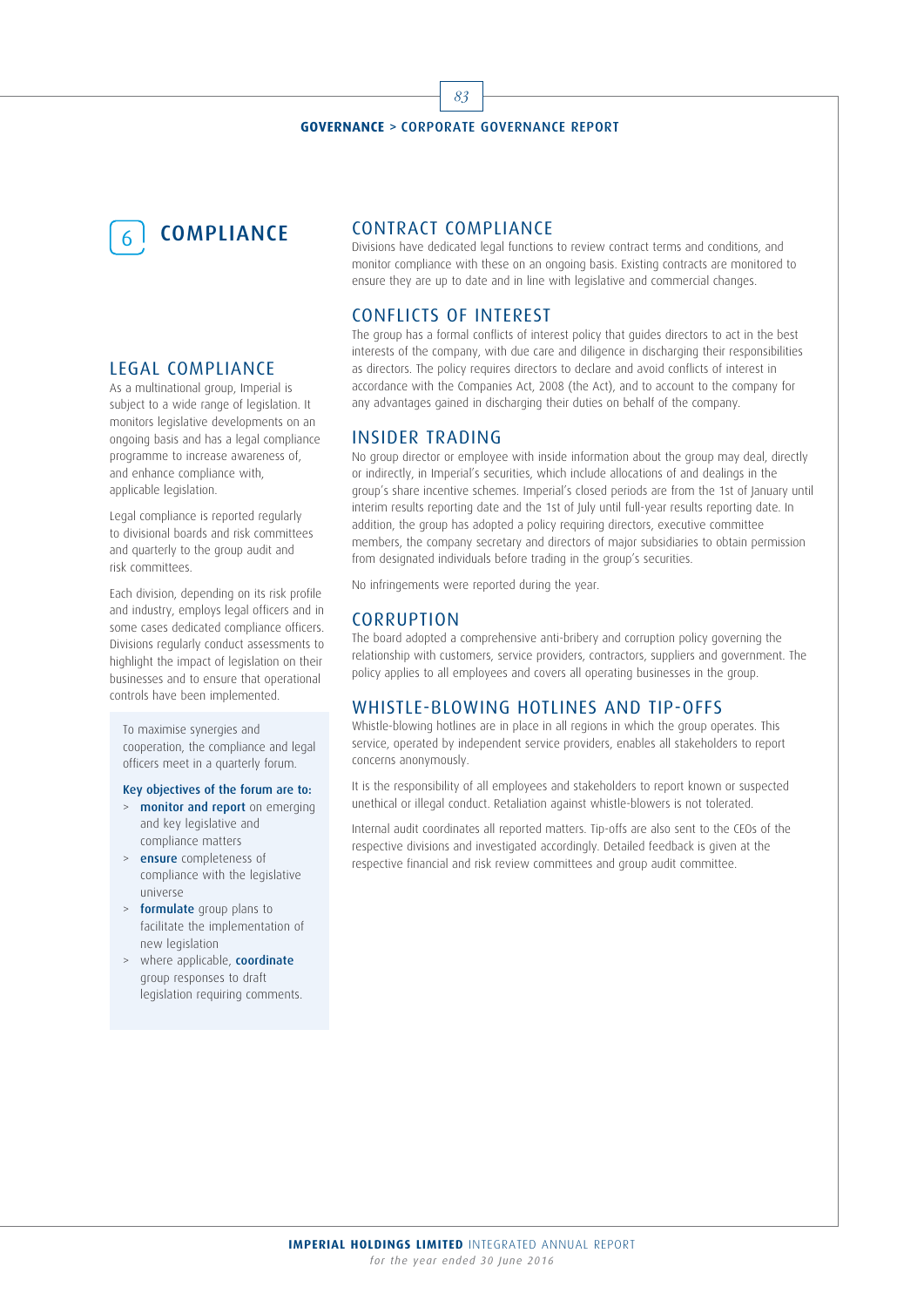# 6 COMPLIANCE

## LEGAL COMPLIANCE

As a multinational group, Imperial is subject to a wide range of legislation. It monitors legislative developments on an ongoing basis and has a legal compliance programme to increase awareness of, and enhance compliance with, applicable legislation.

Legal compliance is reported regularly to divisional boards and risk committees and quarterly to the group audit and risk committees.

Each division, depending on its risk profile and industry, employs legal officers and in some cases dedicated compliance officers. Divisions regularly conduct assessments to highlight the impact of legislation on their businesses and to ensure that operational controls have been implemented.

To maximise synergies and cooperation, the compliance and legal officers meet in a quarterly forum.

**Key objectives of the forum are to:**

> **monitor and report** on emerging and key legislative and compliance matters

> **ensure** completeness of compliance with the legislative universe

> **formulate** group plans to facilitate the implementation of new legislation

> where applicable, **coordinate** group responses to draft legislation requiring comments.

## CONTRACT COMPLIANCE

Divisions have dedicated legal functions to review contract terms and conditions, and monitor compliance with these on an ongoing basis. Existing contracts are monitored to ensure they are up to date and in line with legislative and commercial changes.

## CONFLICTS OF INTEREST

The group has a formal conflicts of interest policy that guides directors to act in the best interests of the company, with due care and diligence in discharging their responsibilities as directors. The policy requires directors to declare and avoid conflicts of interest in accordance with the Companies Act, 2008 (the Act), and to account to the company for any advantages gained in discharging their duties on behalf of the company.

## INSIDER TRADING

No group director or employee with inside information about the group may deal, directly or indirectly, in Imperial's securities, which include allocations of and dealings in the group's share incentive schemes. Imperial's closed periods are from the 1st of January until interim results reporting date and the 1st of July until full-year results reporting date. In addition, the group has adopted a policy requiring directors, executive committee members, the company secretary and directors of major subsidiaries to obtain permission from designated individuals before trading in the group's securities.

No infringements were reported during the year.

## CORRUPTION

The board adopted a comprehensive anti-bribery and corruption policy governing the relationship with customers, service providers, contractors, suppliers and government. The policy applies to all employees and covers all operating businesses in the group.

## WHISTLE-BLOWING HOTLINES AND TIP-OFFS

Whistle-blowing hotlines are in place in all regions in which the group operates. This service, operated by independent service providers, enables all stakeholders to report concerns anonymously.

It is the responsibility of all employees and stakeholders to report known or suspected unethical or illegal conduct. Retaliation against whistle-blowers is not tolerated.

Internal audit coordinates all reported matters. Tip-offs are also sent to the CEOs of the respective divisions and investigated accordingly. Detailed feedback is given at the respective financial and risk review committees and group audit committee.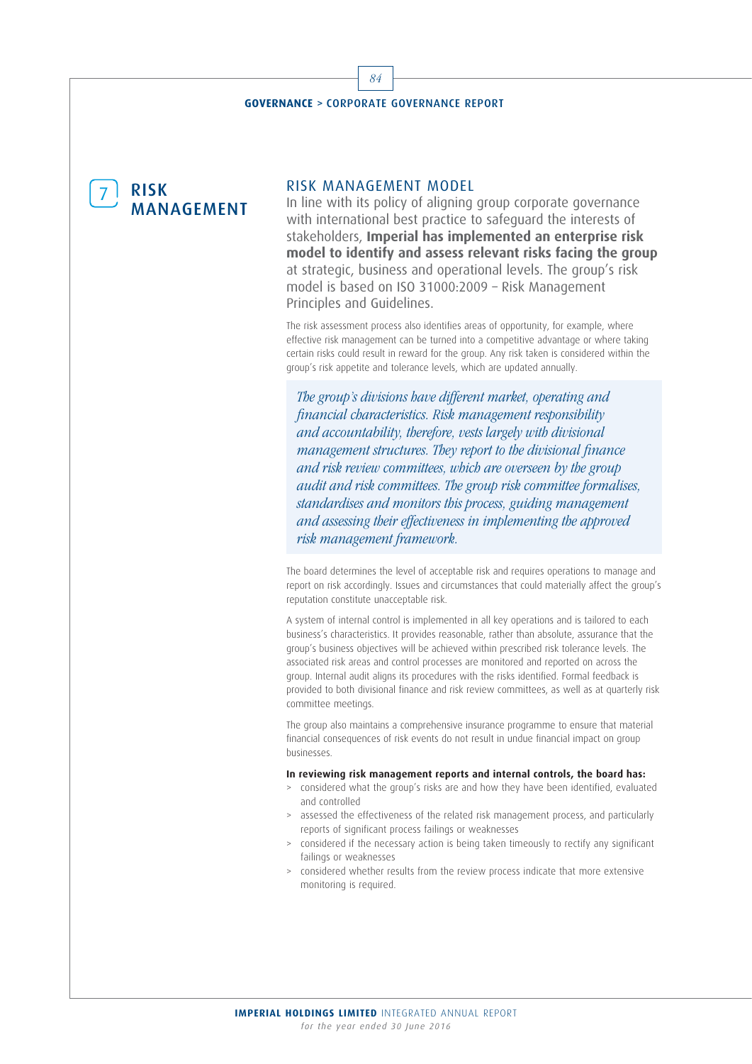# 7 RISK MANAGEMENT

## RISK MANAGEMENT MODEL

In line with its policy of aligning group corporate governance with international best practice to safeguard the interests of stakeholders, **Imperial has implemented an enterprise risk model to identify and assess relevant risks facing the group** at strategic, business and operational levels. The group's risk model is based on ISO 31000:2009 – Risk Management Principles and Guidelines.

The risk assessment process also identifies areas of opportunity, for example, where effective risk management can be turned into a competitive advantage or where taking certain risks could result in reward for the group. Any risk taken is considered within the group's risk appetite and tolerance levels, which are updated annually.

*The group's divisions have different market, operating and financial characteristics. Risk management responsibility and accountability, therefore, vests largely with divisional management structures. They report to the divisional finance and risk review committees, which are overseen by the group audit and risk committees. The group risk committee formalises, standardises and monitors this process, guiding management and assessing their effectiveness in implementing the approved risk management framework.*

The board determines the level of acceptable risk and requires operations to manage and report on risk accordingly. Issues and circumstances that could materially affect the group's reputation constitute unacceptable risk.

A system of internal control is implemented in all key operations and is tailored to each business's characteristics. It provides reasonable, rather than absolute, assurance that the group's business objectives will be achieved within prescribed risk tolerance levels. The associated risk areas and control processes are monitored and reported on across the group. Internal audit aligns its procedures with the risks identified. Formal feedback is provided to both divisional finance and risk review committees, as well as at quarterly risk committee meetings.

The group also maintains a comprehensive insurance programme to ensure that material financial consequences of risk events do not result in undue financial impact on group businesses.

**In reviewing risk management reports and internal controls, the board has:**

- considered what the group's risks are and how they have been identified, evaluated and controlled
- assessed the effectiveness of the related risk management process, and particularly reports of significant process failings or weaknesses
- considered if the necessary action is being taken timeously to rectify any significant failings or weaknesses
- considered whether results from the review process indicate that more extensive monitoring is required.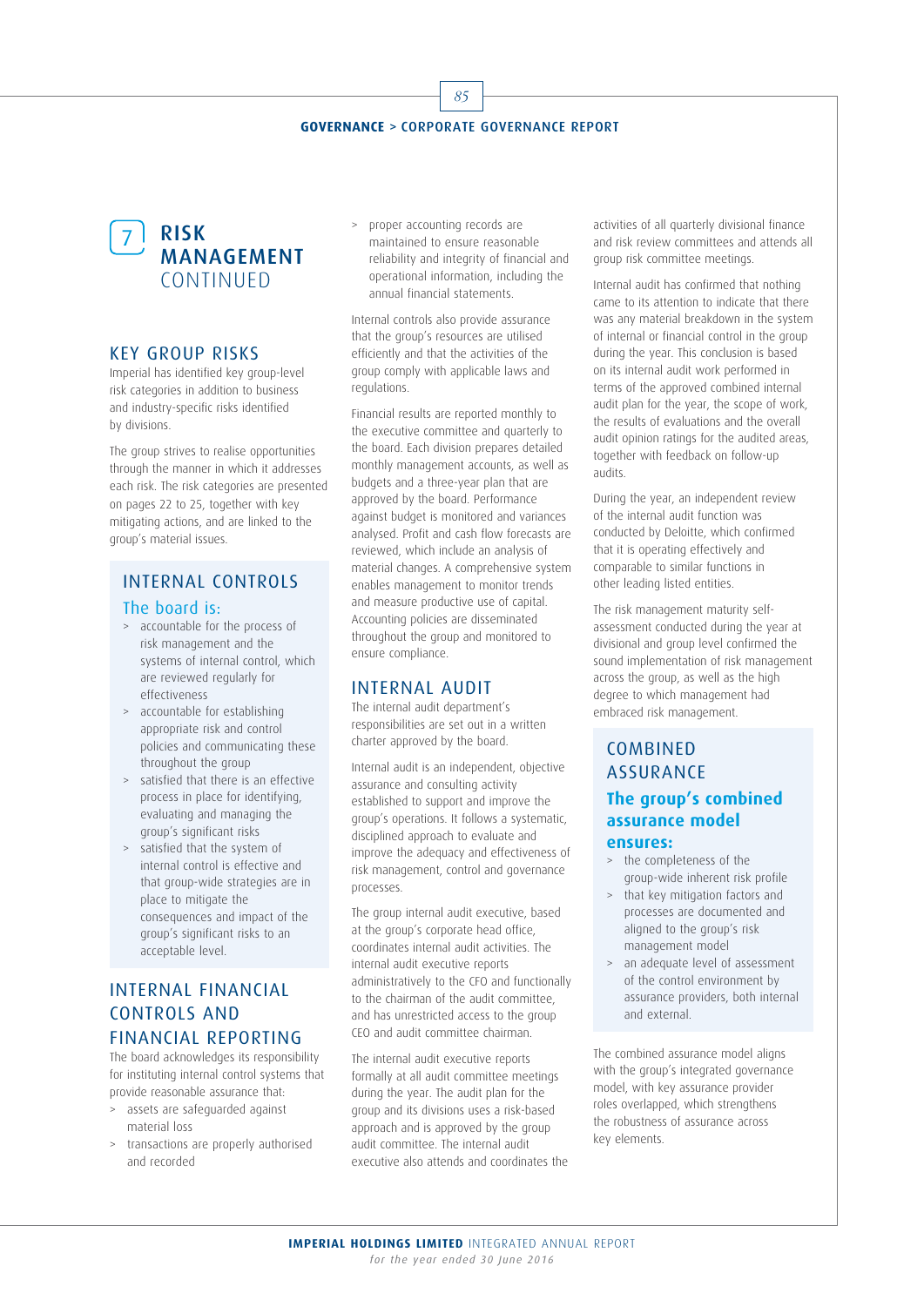# 7 RISK MANAGEMENT CONTINUED

## KEY GROUP RISKS

Imperial has identified key group-level risk categories in addition to business and industry-specific risks identified by divisions.

The group strives to realise opportunities through the manner in which it addresses each risk. The risk categories are presented on pages 22 to 25, together with key mitigating actions, and are linked to the group's material issues.

## INTERNAL CONTROLS

### The board is:

- accountable for the process of risk management and the systems of internal control, which are reviewed regularly for effectiveness
- accountable for establishing appropriate risk and control policies and communicating these throughout the group
- satisfied that there is an effective process in place for identifying, evaluating and managing the group's significant risks
- satisfied that the system of internal control is effective and that group-wide strategies are in place to mitigate the consequences and impact of the group's significant risks to an acceptable level.

## INTERNAL FINANCIAL CONTROLS AND FINANCIAL REPORTING

The board acknowledges its responsibility for instituting internal control systems that provide reasonable assurance that:

- assets are safeguarded against material loss
- transactions are properly authorised and recorded
- proper accounting records are maintained to ensure reasonable reliability and integrity of financial and operational information, including the annual financial statements.

Internal controls also provide assurance that the group's resources are utilised efficiently and that the activities of the group comply with applicable laws and regulations.

Financial results are reported monthly to the executive committee and quarterly to the board. Each division prepares detailed monthly management accounts, as well as budgets and a three-year plan that are approved by the board. Performance against budget is monitored and variances analysed. Profit and cash flow forecasts are reviewed, which include an analysis of material changes. A comprehensive system enables management to monitor trends and measure productive use of capital. Accounting policies are disseminated throughout the group and monitored to ensure compliance.

## INTERNAL AUDIT

The internal audit department's responsibilities are set out in a written charter approved by the board.

Internal audit is an independent, objective assurance and consulting activity established to support and improve the group's operations. It follows a systematic, disciplined approach to evaluate and improve the adequacy and effectiveness of risk management, control and governance processes.

The group internal audit executive, based at the group's corporate head office, coordinates internal audit activities. The internal audit executive reports administratively to the CFO and functionally to the chairman of the audit committee, and has unrestricted access to the group CEO and audit committee chairman.

The internal audit executive reports formally at all audit committee meetings during the year. The audit plan for the group and its divisions uses a risk-based approach and is approved by the group audit committee. The internal audit executive also attends and coordinates the activities of all quarterly divisional finance and risk review committees and attends all group risk committee meetings.

Internal audit has confirmed that nothing came to its attention to indicate that there was any material breakdown in the system of internal or financial control in the group during the year. This conclusion is based on its internal audit work performed in terms of the approved combined internal audit plan for the year, the scope of work, the results of evaluations and the overall audit opinion ratings for the audited areas, together with feedback on follow-up audits.

During the year, an independent review of the internal audit function was conducted by Deloitte, which confirmed that it is operating effectively and comparable to similar functions in other leading listed entities.

The risk management maturity self-assessment conducted during the year at divisional and group level confirmed the sound implementation of risk management across the group, as well as the high degree to which management had embraced risk management.

## COMBINED ASSURANCE

### The group's combined assurance model ensures:

- the completeness of the group-wide inherent risk profile
- that key mitigation factors and processes are documented and aligned to the group's risk management model
- an adequate level of assessment of the control environment by assurance providers, both internal and external.

The combined assurance model aligns with the group's integrated governance model, with key assurance provider roles overlapped, which strengthens the robustness of assurance across key elements.